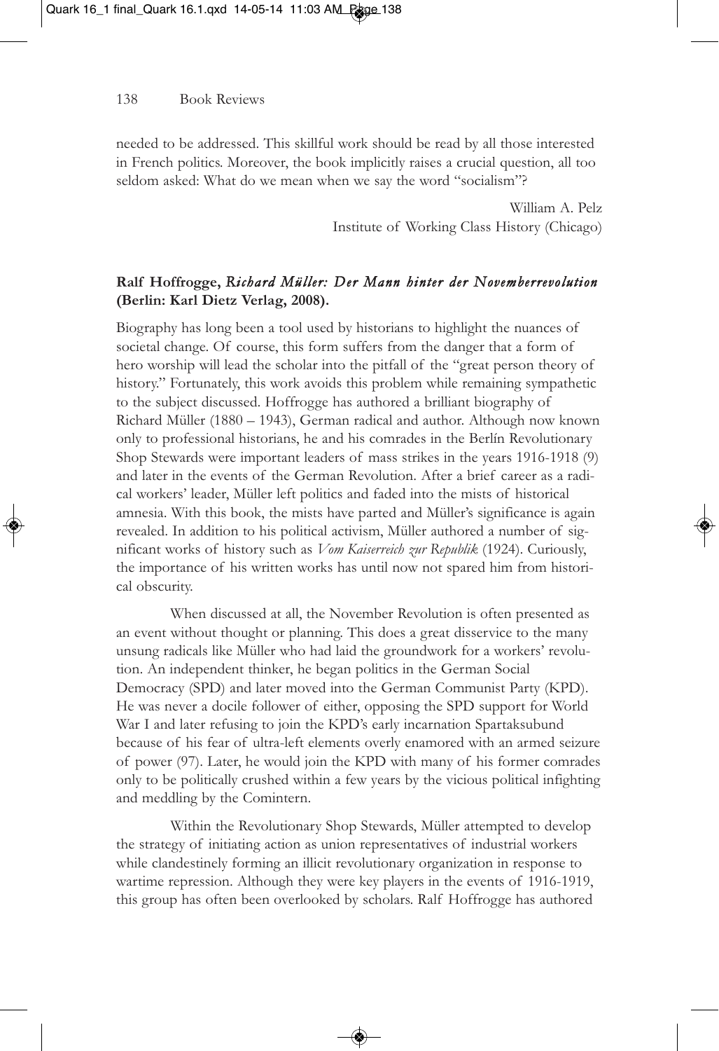needed to be addressed. This skillful work should be read by all those interested in French politics. Moreover, the book implicitly raises a crucial question, all too seldom asked: What do we mean when we say the word "socialism"?

William A. Pelz
Institute of Working Class History (Chicago)

**Ralf Hoffrogge, *Richard Müller: Der Mann hinter der Novemberrevolution* (Berlin: Karl Dietz Verlag, 2008).**

Biography has long been a tool used by historians to highlight the nuances of societal change. Of course, this form suffers from the danger that a form of hero worship will lead the scholar into the pitfall of the "great person theory of history." Fortunately, this work avoids this problem while remaining sympathetic to the subject discussed. Hoffrogge has authored a brilliant biography of Richard Müller (1880 – 1943), German radical and author. Although now known only to professional historians, he and his comrades in the Berlín Revolutionary Shop Stewards were important leaders of mass strikes in the years 1916-1918 (9) and later in the events of the German Revolution. After a brief career as a radical workers' leader, Müller left politics and faded into the mists of historical amnesia. With this book, the mists have parted and Müller's significance is again revealed. In addition to his political activism, Müller authored a number of significant works of history such as *Vom Kaiserreich zur Republik* (1924). Curiously, the importance of his written works has until now not spared him from historical obscurity.

When discussed at all, the November Revolution is often presented as an event without thought or planning. This does a great disservice to the many unsung radicals like Müller who had laid the groundwork for a workers' revolution. An independent thinker, he began politics in the German Social Democracy (SPD) and later moved into the German Communist Party (KPD). He was never a docile follower of either, opposing the SPD support for World War I and later refusing to join the KPD's early incarnation Spartaksubund because of his fear of ultra-left elements overly enamored with an armed seizure of power (97). Later, he would join the KPD with many of his former comrades only to be politically crushed within a few years by the vicious political infighting and meddling by the Comintern.

Within the Revolutionary Shop Stewards, Müller attempted to develop the strategy of initiating action as union representatives of industrial workers while clandestinely forming an illicit revolutionary organization in response to wartime repression. Although they were key players in the events of 1916-1919, this group has often been overlooked by scholars. Ralf Hoffrogge has authored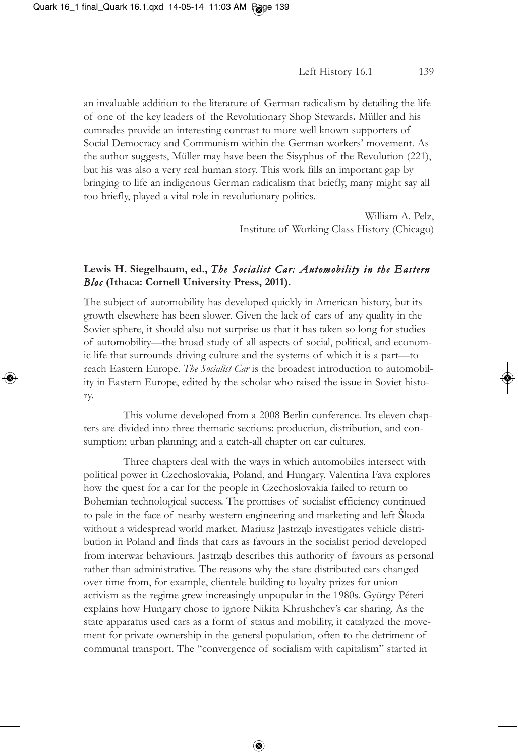an invaluable addition to the literature of German radicalism by detailing the life of one of the key leaders of the Revolutionary Shop Stewards**.** Müller and his comrades provide an interesting contrast to more well known supporters of Social Democracy and Communism within the German workers' movement. As the author suggests, Müller may have been the Sisyphus of the Revolution (221), but his was also a very real human story. This work fills an important gap by bringing to life an indigenous German radicalism that briefly, many might say all too briefly, played a vital role in revolutionary politics.

William A. Pelz,
Institute of Working Class History (Chicago)

**Lewis H. Siegelbaum, ed., *The Socialist Car: Automobility in the Eastern Bloc* (Ithaca: Cornell University Press, 2011).**

The subject of automobility has developed quickly in American history, but its growth elsewhere has been slower. Given the lack of cars of any quality in the Soviet sphere, it should also not surprise us that it has taken so long for studies of automobility—the broad study of all aspects of social, political, and economic life that surrounds driving culture and the systems of which it is a part—to reach Eastern Europe. *The Socialist Car* is the broadest introduction to automobility in Eastern Europe, edited by the scholar who raised the issue in Soviet history.

This volume developed from a 2008 Berlin conference. Its eleven chapters are divided into three thematic sections: production, distribution, and consumption; urban planning; and a catch-all chapter on car cultures.

Three chapters deal with the ways in which automobiles intersect with political power in Czechoslovakia, Poland, and Hungary. Valentina Fava explores how the quest for a car for the people in Czechoslovakia failed to return to Bohemian technological success. The promises of socialist efficiency continued to pale in the face of nearby western engineering and marketing and left Ŝkoda without a widespread world market. Mariusz Jastrząb investigates vehicle distribution in Poland and finds that cars as favours in the socialist period developed from interwar behaviours. Jastrząb describes this authority of favours as personal rather than administrative. The reasons why the state distributed cars changed over time from, for example, clientele building to loyalty prizes for union activism as the regime grew increasingly unpopular in the 1980s. György Péteri explains how Hungary chose to ignore Nikita Khrushchev's car sharing. As the state apparatus used cars as a form of status and mobility, it catalyzed the movement for private ownership in the general population, often to the detriment of communal transport. The "convergence of socialism with capitalism" started in